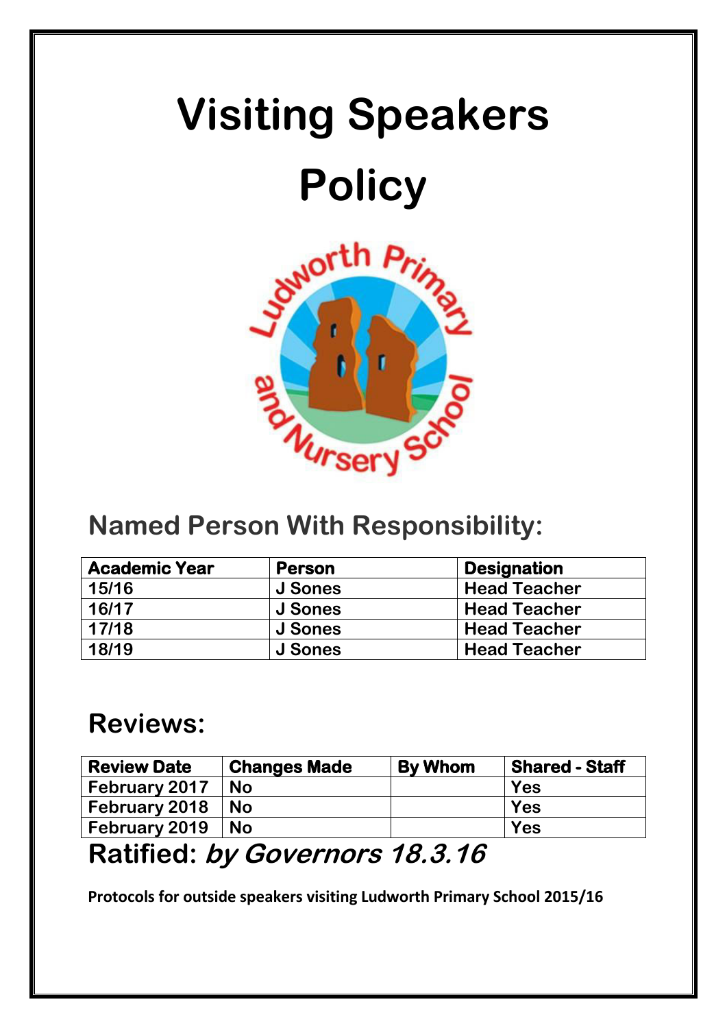# Visiting Speakers Policy

## Named Person With Responsibility:

| Academic Year | Person | Designation |
|---|---|---|
| 15/16 | J Sones | Head Teacher |
| 16/17 | J Sones | Head Teacher |
| 17/18 | J Sones | Head Teacher |
| 18/19 | J Sones | Head Teacher |

## Reviews:

| Review Date | Changes Made | By Whom | Shared - Staff |
|---|---|---|---|
| February 2017 | No | | Yes |
| February 2018 | No | | Yes |
| February 2019 | No | | Yes |

## Ratified: *by Governors 18.3.16*

**Protocols for outside speakers visiting Ludworth Primary School 2015/16**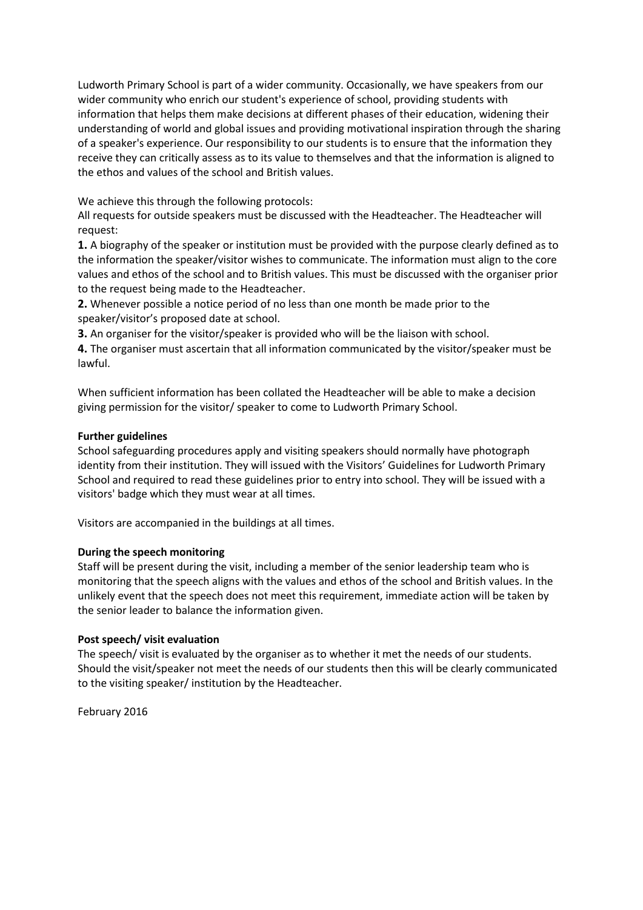Ludworth Primary School is part of a wider community. Occasionally, we have speakers from our wider community who enrich our student's experience of school, providing students with information that helps them make decisions at different phases of their education, widening their understanding of world and global issues and providing motivational inspiration through the sharing of a speaker's experience. Our responsibility to our students is to ensure that the information they receive they can critically assess as to its value to themselves and that the information is aligned to the ethos and values of the school and British values.

We achieve this through the following protocols:
All requests for outside speakers must be discussed with the Headteacher. The Headteacher will request:

**1.** A biography of the speaker or institution must be provided with the purpose clearly defined as to the information the speaker/visitor wishes to communicate. The information must align to the core values and ethos of the school and to British values. This must be discussed with the organiser prior to the request being made to the Headteacher.

**2.** Whenever possible a notice period of no less than one month be made prior to the speaker/visitor's proposed date at school.

**3.** An organiser for the visitor/speaker is provided who will be the liaison with school.

**4.** The organiser must ascertain that all information communicated by the visitor/speaker must be lawful.

When sufficient information has been collated the Headteacher will be able to make a decision giving permission for the visitor/ speaker to come to Ludworth Primary School.

**Further guidelines**

School safeguarding procedures apply and visiting speakers should normally have photograph identity from their institution. They will issued with the Visitors' Guidelines for Ludworth Primary School and required to read these guidelines prior to entry into school. They will be issued with a visitors' badge which they must wear at all times.

Visitors are accompanied in the buildings at all times.

**During the speech monitoring**

Staff will be present during the visit, including a member of the senior leadership team who is monitoring that the speech aligns with the values and ethos of the school and British values. In the unlikely event that the speech does not meet this requirement, immediate action will be taken by the senior leader to balance the information given.

**Post speech/ visit evaluation**

The speech/ visit is evaluated by the organiser as to whether it met the needs of our students. Should the visit/speaker not meet the needs of our students then this will be clearly communicated to the visiting speaker/ institution by the Headteacher.

February 2016